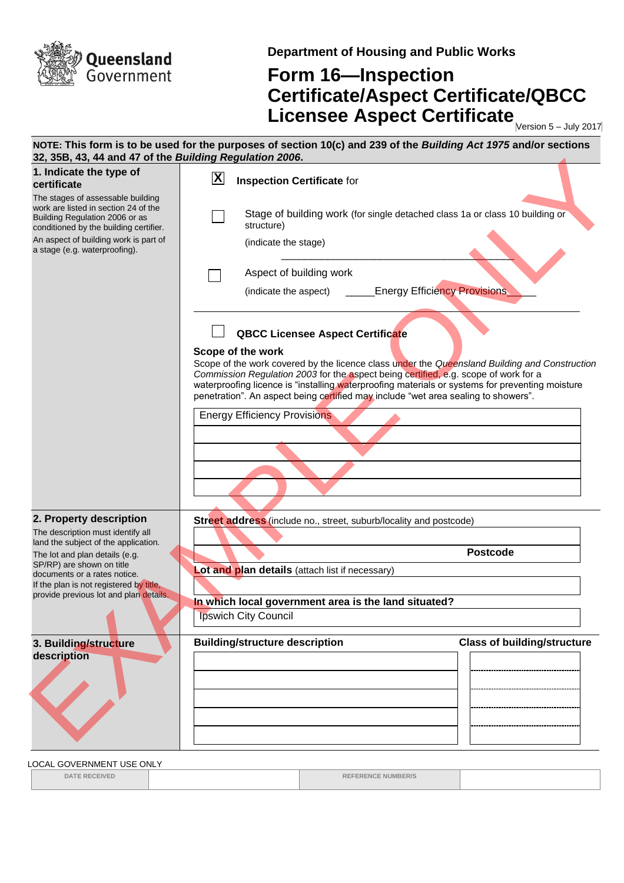Queensland Government

Department of Housing and Public Works

# Form 16—Inspection Certificate/Aspect Certificate/QBCC Licensee Aspect Certificate

Version 5 – July 2017

**NOTE: This form is to be used for the purposes of section 10(c) and 239 of the *Building Act 1975* and/or sections 32, 35B, 43, 44 and 47 of the *Building Regulation 2006*.**

## 1. Indicate the type of certificate

The stages of assessable building work are listed in section 24 of the Building Regulation 2006 or as conditioned by the building certifier.

An aspect of building work is part of a stage (e.g. waterproofing).

[X] **Inspection Certificate** for

[ ] Stage of building work (for single detached class 1a or class 10 building or structure)

(indicate the stage) ____________________________________________

[ ] Aspect of building work

(indicate the aspect) _____Energy Efficiency Provisions_____

[ ] **QBCC Licensee Aspect Certificate**

**Scope of the work**

Scope of the work covered by the licence class under the *Queensland Building and Construction Commission Regulation 2003* for the aspect being certified, e.g. scope of work for a waterproofing licence is “installing waterproofing materials or systems for preventing moisture penetration”. An aspect being certified may include “wet area sealing to showers”.

| Energy Efficiency Provisions |
|---|
| |
| |
| |
| |

## 2. Property description

The description must identify all land the subject of the application.

The lot and plan details (e.g. SP/RP) are shown on title documents or a rates notice.

If the plan is not registered by title, provide previous lot and plan details.

**Street address** (include no., street, suburb/locality and postcode)

| |
|---|
| **Postcode** |

**Lot and plan details** (attach list if necessary)

| |
|---|

**In which local government area is the land situated?**

| Ipswich City Council |
|---|

## 3. Building/structure description

| Building/structure description | Class of building/structure |
|---|---|
| | |
| | |
| | |
| | |
| | |

LOCAL GOVERNMENT USE ONLY

| DATE RECEIVED | | REFERENCE NUMBER/S | |
|---|---|---|---|

EXAMPLE ONLY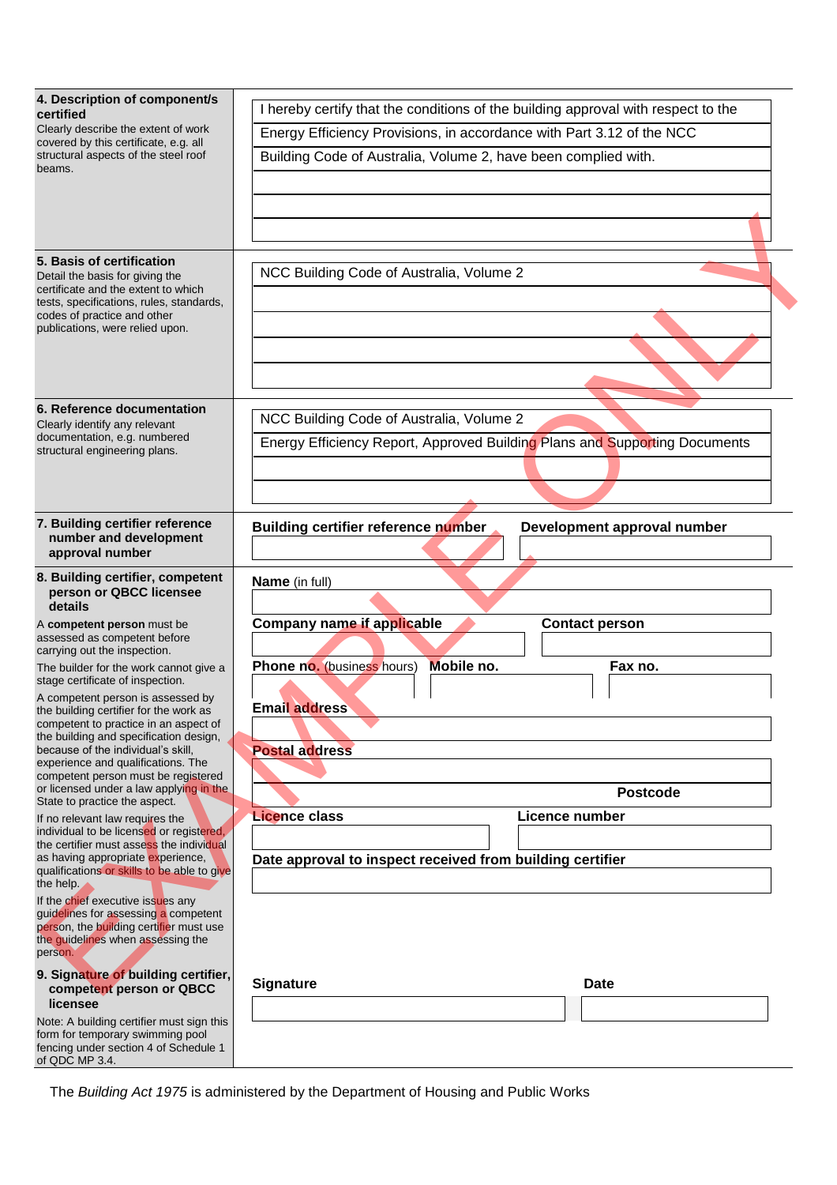**4. Description of component/s certified**

Clearly describe the extent of work covered by this certificate, e.g. all structural aspects of the steel roof beams.

I hereby certify that the conditions of the building approval with respect to the Energy Efficiency Provisions, in accordance with Part 3.12 of the NCC Building Code of Australia, Volume 2, have been complied with.

**5. Basis of certification**

Detail the basis for giving the certificate and the extent to which tests, specifications, rules, standards, codes of practice and other publications, were relied upon.

NCC Building Code of Australia, Volume 2

**6. Reference documentation**

Clearly identify any relevant documentation, e.g. numbered structural engineering plans.

NCC Building Code of Australia, Volume 2

Energy Efficiency Report, Approved Building Plans and Supporting Documents

**7. Building certifier reference number and development approval number**

**Building certifier reference number**

**Development approval number**

**8. Building certifier, competent person or QBCC licensee details**

A **competent person** must be assessed as competent before carrying out the inspection.

The builder for the work cannot give a stage certificate of inspection.

A competent person is assessed by the building certifier for the work as competent to practice in an aspect of the building and specification design, because of the individual's skill, experience and qualifications. The competent person must be registered or licensed under a law applying in the State to practice the aspect.

If no relevant law requires the individual to be licensed or registered, the certifier must assess the individual as having appropriate experience, qualifications or skills to be able to give the help.

If the chief executive issues any guidelines for assessing a competent person, the building certifier must use the guidelines when assessing the person.

**Name** (in full)

**Company name if applicable**

**Contact person**

**Phone no.** (business hours)

**Mobile no.**

**Fax no.**

**Email address**

**Postal address**

**Postcode**

**Licence class**

**Licence number**

**Date approval to inspect received from building certifier**

**9. Signature of building certifier, competent person or QBCC licensee**

Note: A building certifier must sign this form for temporary swimming pool fencing under section 4 of Schedule 1 of QDC MP 3.4.

**Signature**

**Date**

The *Building Act 1975* is administered by the Department of Housing and Public Works